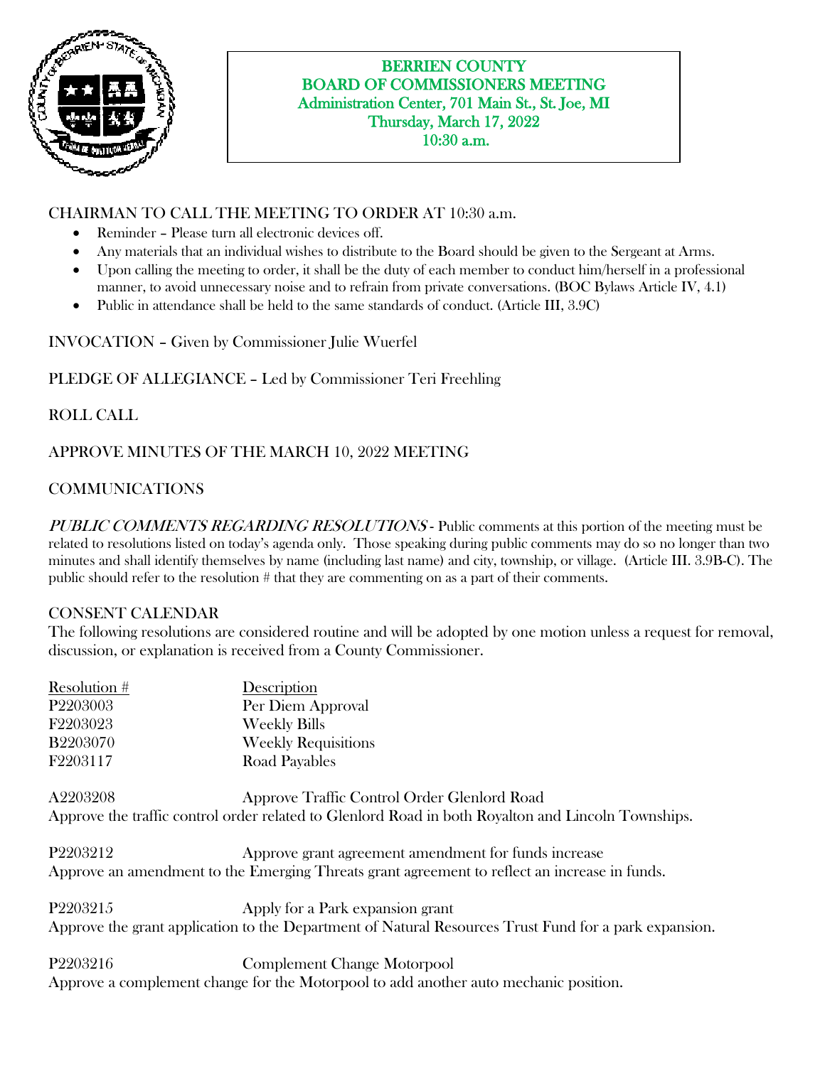# BERRIEN COUNTY
## BOARD OF COMMISSIONERS MEETING
Administration Center, 701 Main St., St. Joe, MI
Thursday, March 17, 2022
10:30 a.m.

CHAIRMAN TO CALL THE MEETING TO ORDER AT 10:30 a.m.

- Reminder – Please turn all electronic devices off.
- Any materials that an individual wishes to distribute to the Board should be given to the Sergeant at Arms.
- Upon calling the meeting to order, it shall be the duty of each member to conduct him/herself in a professional manner, to avoid unnecessary noise and to refrain from private conversations. (BOC Bylaws Article IV, 4.1)
- Public in attendance shall be held to the same standards of conduct. (Article III, 3.9C)

INVOCATION – Given by Commissioner Julie Wuerfel

PLEDGE OF ALLEGIANCE – Led by Commissioner Teri Freehling

ROLL CALL

APPROVE MINUTES OF THE MARCH 10, 2022 MEETING

COMMUNICATIONS

*PUBLIC COMMENTS REGARDING RESOLUTIONS* - Public comments at this portion of the meeting must be related to resolutions listed on today's agenda only. Those speaking during public comments may do so no longer than two minutes and shall identify themselves by name (including last name) and city, township, or village. (Article III. 3.9B-C). The public should refer to the resolution # that they are commenting on as a part of their comments.

CONSENT CALENDAR

The following resolutions are considered routine and will be adopted by one motion unless a request for removal, discussion, or explanation is received from a County Commissioner.

| Resolution # | Description |
|---|---|
| P2203003 | Per Diem Approval |
| F2203023 | Weekly Bills |
| B2203070 | Weekly Requisitions |
| F2203117 | Road Payables |

A2203208 Approve Traffic Control Order Glenlord Road

Approve the traffic control order related to Glenlord Road in both Royalton and Lincoln Townships.

P2203212 Approve grant agreement amendment for funds increase

Approve an amendment to the Emerging Threats grant agreement to reflect an increase in funds.

P2203215 Apply for a Park expansion grant

Approve the grant application to the Department of Natural Resources Trust Fund for a park expansion.

P2203216 Complement Change Motorpool

Approve a complement change for the Motorpool to add another auto mechanic position.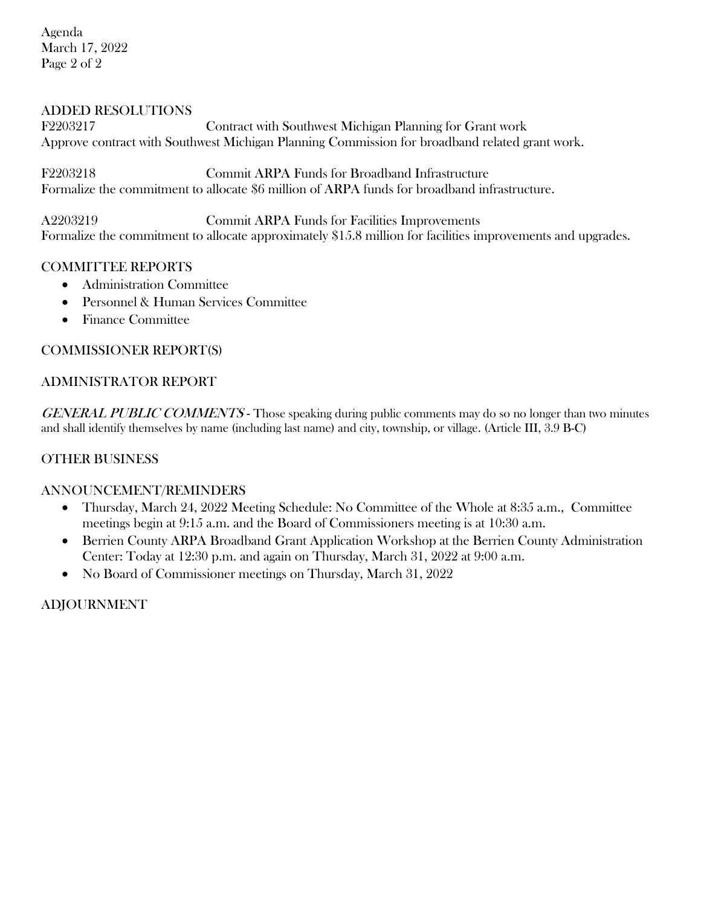## ADDED RESOLUTIONS

F2203217 Contract with Southwest Michigan Planning for Grant work
Approve contract with Southwest Michigan Planning Commission for broadband related grant work.

F2203218 Commit ARPA Funds for Broadband Infrastructure
Formalize the commitment to allocate $6 million of ARPA funds for broadband infrastructure.

A2203219 Commit ARPA Funds for Facilities Improvements
Formalize the commitment to allocate approximately $15.8 million for facilities improvements and upgrades.

## COMMITTEE REPORTS

- Administration Committee
- Personnel & Human Services Committee
- Finance Committee

## COMMISSIONER REPORT(S)

## ADMINISTRATOR REPORT

*GENERAL PUBLIC COMMENTS* - Those speaking during public comments may do so no longer than two minutes and shall identify themselves by name (including last name) and city, township, or village. (Article III, 3.9 B-C)

## OTHER BUSINESS

## ANNOUNCEMENT/REMINDERS

- Thursday, March 24, 2022 Meeting Schedule: No Committee of the Whole at 8:35 a.m., Committee meetings begin at 9:15 a.m. and the Board of Commissioners meeting is at 10:30 a.m.
- Berrien County ARPA Broadband Grant Application Workshop at the Berrien County Administration Center: Today at 12:30 p.m. and again on Thursday, March 31, 2022 at 9:00 a.m.
- No Board of Commissioner meetings on Thursday, March 31, 2022

## ADJOURNMENT